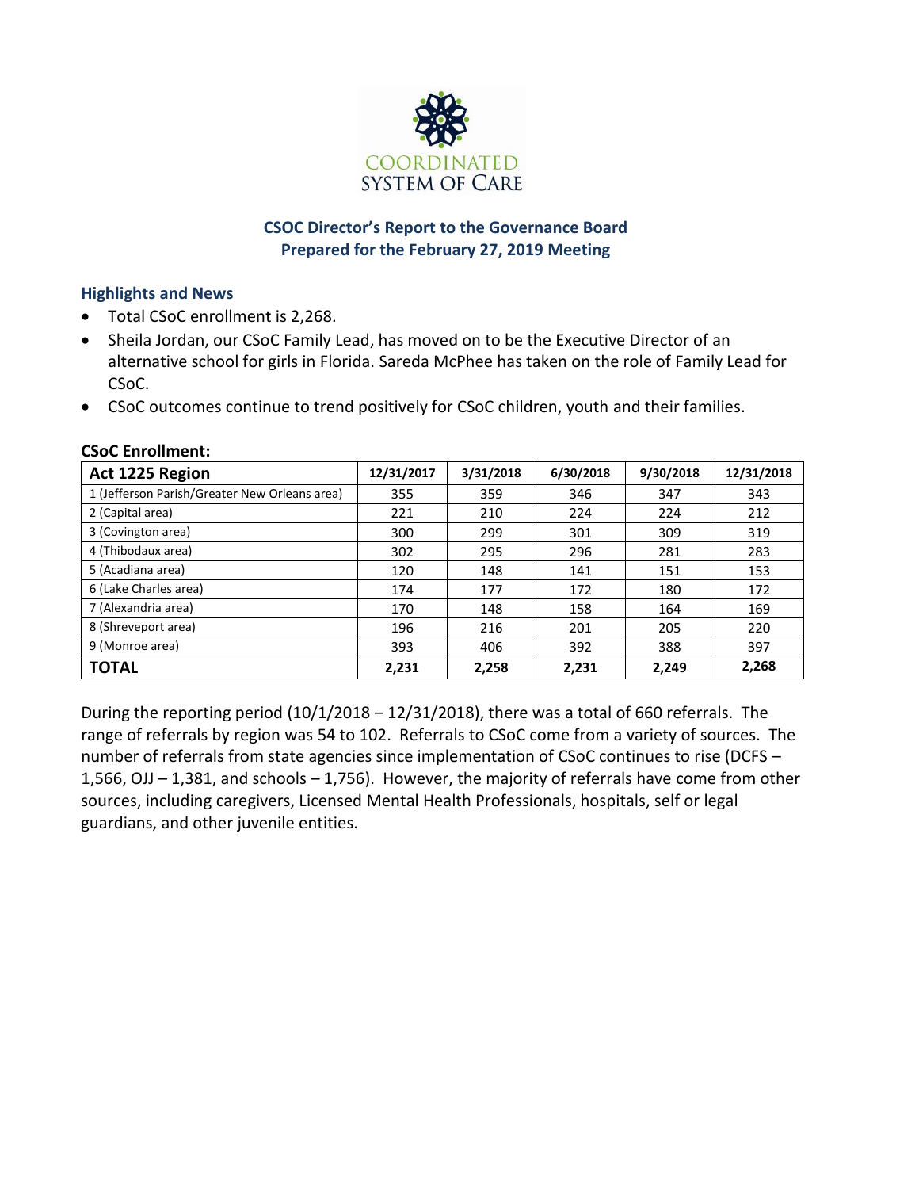COORDINATED SYSTEM OF CARE

# CSOC Director's Report to the Governance Board
## Prepared for the February 27, 2019 Meeting

### Highlights and News

- Total CSoC enrollment is 2,268.
- Sheila Jordan, our CSoC Family Lead, has moved on to be the Executive Director of an alternative school for girls in Florida. Sareda McPhee has taken on the role of Family Lead for CSoC.
- CSoC outcomes continue to trend positively for CSoC children, youth and their families.

**CSoC Enrollment:**

| Act 1225 Region | 12/31/2017 | 3/31/2018 | 6/30/2018 | 9/30/2018 | 12/31/2018 |
|---|---|---|---|---|---|
| 1 (Jefferson Parish/Greater New Orleans area) | 355 | 359 | 346 | 347 | 343 |
| 2 (Capital area) | 221 | 210 | 224 | 224 | 212 |
| 3 (Covington area) | 300 | 299 | 301 | 309 | 319 |
| 4 (Thibodaux area) | 302 | 295 | 296 | 281 | 283 |
| 5 (Acadiana area) | 120 | 148 | 141 | 151 | 153 |
| 6 (Lake Charles area) | 174 | 177 | 172 | 180 | 172 |
| 7 (Alexandria area) | 170 | 148 | 158 | 164 | 169 |
| 8 (Shreveport area) | 196 | 216 | 201 | 205 | 220 |
| 9 (Monroe area) | 393 | 406 | 392 | 388 | 397 |
| **TOTAL** | **2,231** | **2,258** | **2,231** | **2,249** | **2,268** |

During the reporting period (10/1/2018 – 12/31/2018), there was a total of 660 referrals. The range of referrals by region was 54 to 102. Referrals to CSoC come from a variety of sources. The number of referrals from state agencies since implementation of CSoC continues to rise (DCFS – 1,566, OJJ – 1,381, and schools – 1,756). However, the majority of referrals have come from other sources, including caregivers, Licensed Mental Health Professionals, hospitals, self or legal guardians, and other juvenile entities.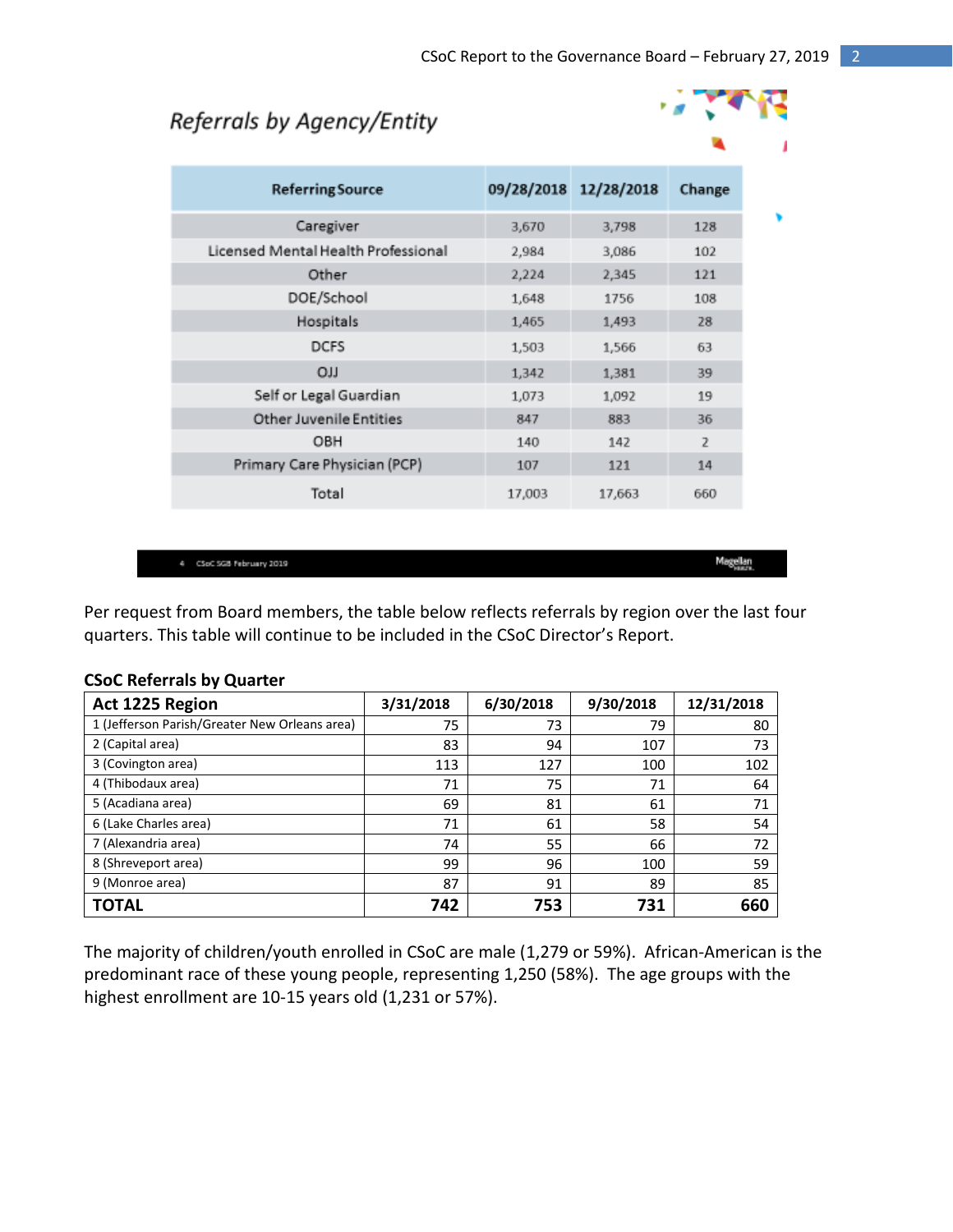## Referrals by Agency/Entity

| Referring Source | 09/28/2018 | 12/28/2018 | Change |
|---|---|---|---|
| Caregiver | 3,670 | 3,798 | 128 |
| Licensed Mental Health Professional | 2,984 | 3,086 | 102 |
| Other | 2,224 | 2,345 | 121 |
| DOE/School | 1,648 | 1756 | 108 |
| Hospitals | 1,465 | 1,493 | 28 |
| DCFS | 1,503 | 1,566 | 63 |
| OJJ | 1,342 | 1,381 | 39 |
| Self or Legal Guardian | 1,073 | 1,092 | 19 |
| Other Juvenile Entities | 847 | 883 | 36 |
| OBH | 140 | 142 | 2 |
| Primary Care Physician (PCP) | 107 | 121 | 14 |
| Total | 17,003 | 17,663 | 660 |

Per request from Board members, the table below reflects referrals by region over the last four quarters. This table will continue to be included in the CSoC Director's Report.

**CSoC Referrals by Quarter**

| Act 1225 Region | 3/31/2018 | 6/30/2018 | 9/30/2018 | 12/31/2018 |
|---|---|---|---|---|
| 1 (Jefferson Parish/Greater New Orleans area) | 75 | 73 | 79 | 80 |
| 2 (Capital area) | 83 | 94 | 107 | 73 |
| 3 (Covington area) | 113 | 127 | 100 | 102 |
| 4 (Thibodaux area) | 71 | 75 | 71 | 64 |
| 5 (Acadiana area) | 69 | 81 | 61 | 71 |
| 6 (Lake Charles area) | 71 | 61 | 58 | 54 |
| 7 (Alexandria area) | 74 | 55 | 66 | 72 |
| 8 (Shreveport area) | 99 | 96 | 100 | 59 |
| 9 (Monroe area) | 87 | 91 | 89 | 85 |
| **TOTAL** | **742** | **753** | **731** | **660** |

The majority of children/youth enrolled in CSoC are male (1,279 or 59%). African-American is the predominant race of these young people, representing 1,250 (58%). The age groups with the highest enrollment are 10-15 years old (1,231 or 57%).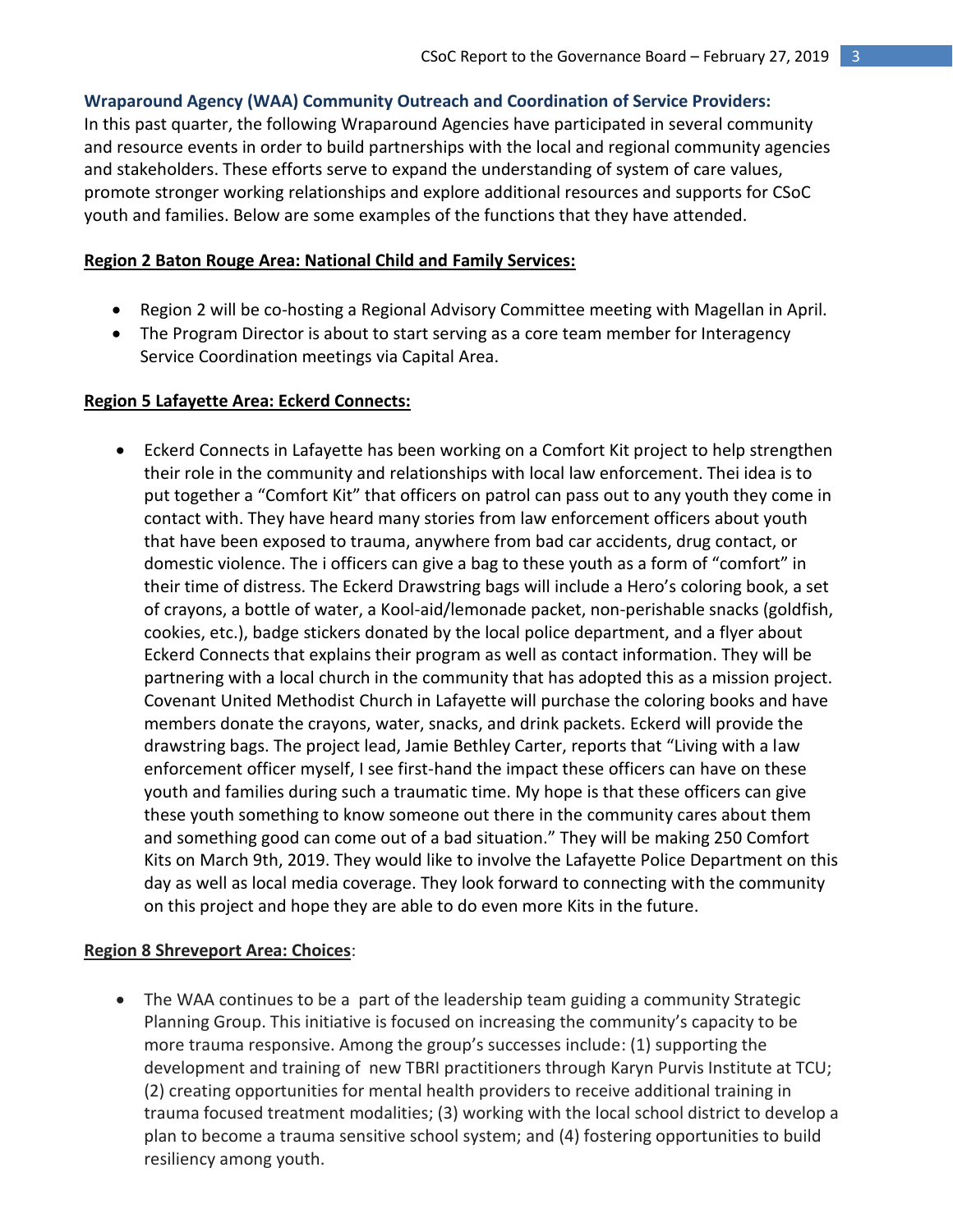**Wraparound Agency (WAA) Community Outreach and Coordination of Service Providers:**
In this past quarter, the following Wraparound Agencies have participated in several community and resource events in order to build partnerships with the local and regional community agencies and stakeholders. These efforts serve to expand the understanding of system of care values, promote stronger working relationships and explore additional resources and supports for CSoC youth and families. Below are some examples of the functions that they have attended.

**Region 2 Baton Rouge Area: National Child and Family Services:**

- Region 2 will be co-hosting a Regional Advisory Committee meeting with Magellan in April.
- The Program Director is about to start serving as a core team member for Interagency Service Coordination meetings via Capital Area.

**Region 5 Lafayette Area: Eckerd Connects:**

- Eckerd Connects in Lafayette has been working on a Comfort Kit project to help strengthen their role in the community and relationships with local law enforcement. Thei idea is to put together a "Comfort Kit" that officers on patrol can pass out to any youth they come in contact with. They have heard many stories from law enforcement officers about youth that have been exposed to trauma, anywhere from bad car accidents, drug contact, or domestic violence. The i officers can give a bag to these youth as a form of "comfort" in their time of distress. The Eckerd Drawstring bags will include a Hero's coloring book, a set of crayons, a bottle of water, a Kool-aid/lemonade packet, non-perishable snacks (goldfish, cookies, etc.), badge stickers donated by the local police department, and a flyer about Eckerd Connects that explains their program as well as contact information. They will be partnering with a local church in the community that has adopted this as a mission project. Covenant United Methodist Church in Lafayette will purchase the coloring books and have members donate the crayons, water, snacks, and drink packets. Eckerd will provide the drawstring bags. The project lead, Jamie Bethley Carter, reports that "Living with a law enforcement officer myself, I see first-hand the impact these officers can have on these youth and families during such a traumatic time. My hope is that these officers can give these youth something to know someone out there in the community cares about them and something good can come out of a bad situation." They will be making 250 Comfort Kits on March 9th, 2019. They would like to involve the Lafayette Police Department on this day as well as local media coverage. They look forward to connecting with the community on this project and hope they are able to do even more Kits in the future.

**Region 8 Shreveport Area: Choices**:

- The WAA continues to be a part of the leadership team guiding a community Strategic Planning Group. This initiative is focused on increasing the community's capacity to be more trauma responsive. Among the group's successes include: (1) supporting the development and training of new TBRI practitioners through Karyn Purvis Institute at TCU; (2) creating opportunities for mental health providers to receive additional training in trauma focused treatment modalities; (3) working with the local school district to develop a plan to become a trauma sensitive school system; and (4) fostering opportunities to build resiliency among youth.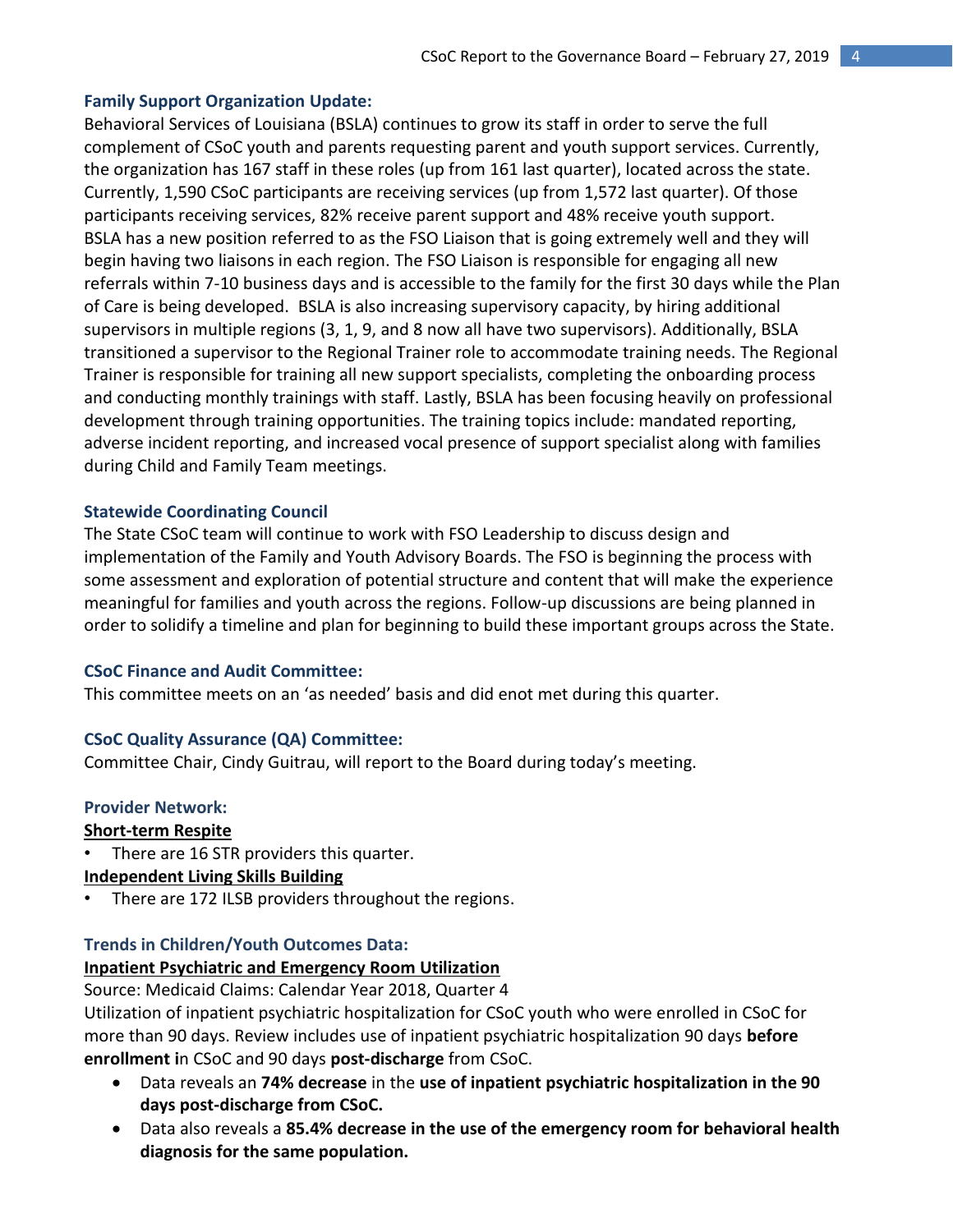### Family Support Organization Update:

Behavioral Services of Louisiana (BSLA) continues to grow its staff in order to serve the full complement of CSoC youth and parents requesting parent and youth support services. Currently, the organization has 167 staff in these roles (up from 161 last quarter), located across the state. Currently, 1,590 CSoC participants are receiving services (up from 1,572 last quarter). Of those participants receiving services, 82% receive parent support and 48% receive youth support. BSLA has a new position referred to as the FSO Liaison that is going extremely well and they will begin having two liaisons in each region. The FSO Liaison is responsible for engaging all new referrals within 7-10 business days and is accessible to the family for the first 30 days while the Plan of Care is being developed. BSLA is also increasing supervisory capacity, by hiring additional supervisors in multiple regions (3, 1, 9, and 8 now all have two supervisors). Additionally, BSLA transitioned a supervisor to the Regional Trainer role to accommodate training needs. The Regional Trainer is responsible for training all new support specialists, completing the onboarding process and conducting monthly trainings with staff. Lastly, BSLA has been focusing heavily on professional development through training opportunities. The training topics include: mandated reporting, adverse incident reporting, and increased vocal presence of support specialist along with families during Child and Family Team meetings.

### Statewide Coordinating Council

The State CSoC team will continue to work with FSO Leadership to discuss design and implementation of the Family and Youth Advisory Boards. The FSO is beginning the process with some assessment and exploration of potential structure and content that will make the experience meaningful for families and youth across the regions. Follow-up discussions are being planned in order to solidify a timeline and plan for beginning to build these important groups across the State.

### CSoC Finance and Audit Committee:

This committee meets on an 'as needed' basis and did enot met during this quarter.

### CSoC Quality Assurance (QA) Committee:

Committee Chair, Cindy Guitrau, will report to the Board during today's meeting.

### Provider Network:

**Short-term Respite**

- There are 16 STR providers this quarter.

**Independent Living Skills Building**

- There are 172 ILSB providers throughout the regions.

### Trends in Children/Youth Outcomes Data:

**Inpatient Psychiatric and Emergency Room Utilization**

Source: Medicaid Claims: Calendar Year 2018, Quarter 4

Utilization of inpatient psychiatric hospitalization for CSoC youth who were enrolled in CSoC for more than 90 days. Review includes use of inpatient psychiatric hospitalization 90 days **before enrollment i**n CSoC and 90 days **post-discharge** from CSoC.

- Data reveals an **74% decrease** in the **use of inpatient psychiatric hospitalization in the 90 days post-discharge from CSoC.**
- Data also reveals a **85.4% decrease in the use of the emergency room for behavioral health diagnosis for the same population.**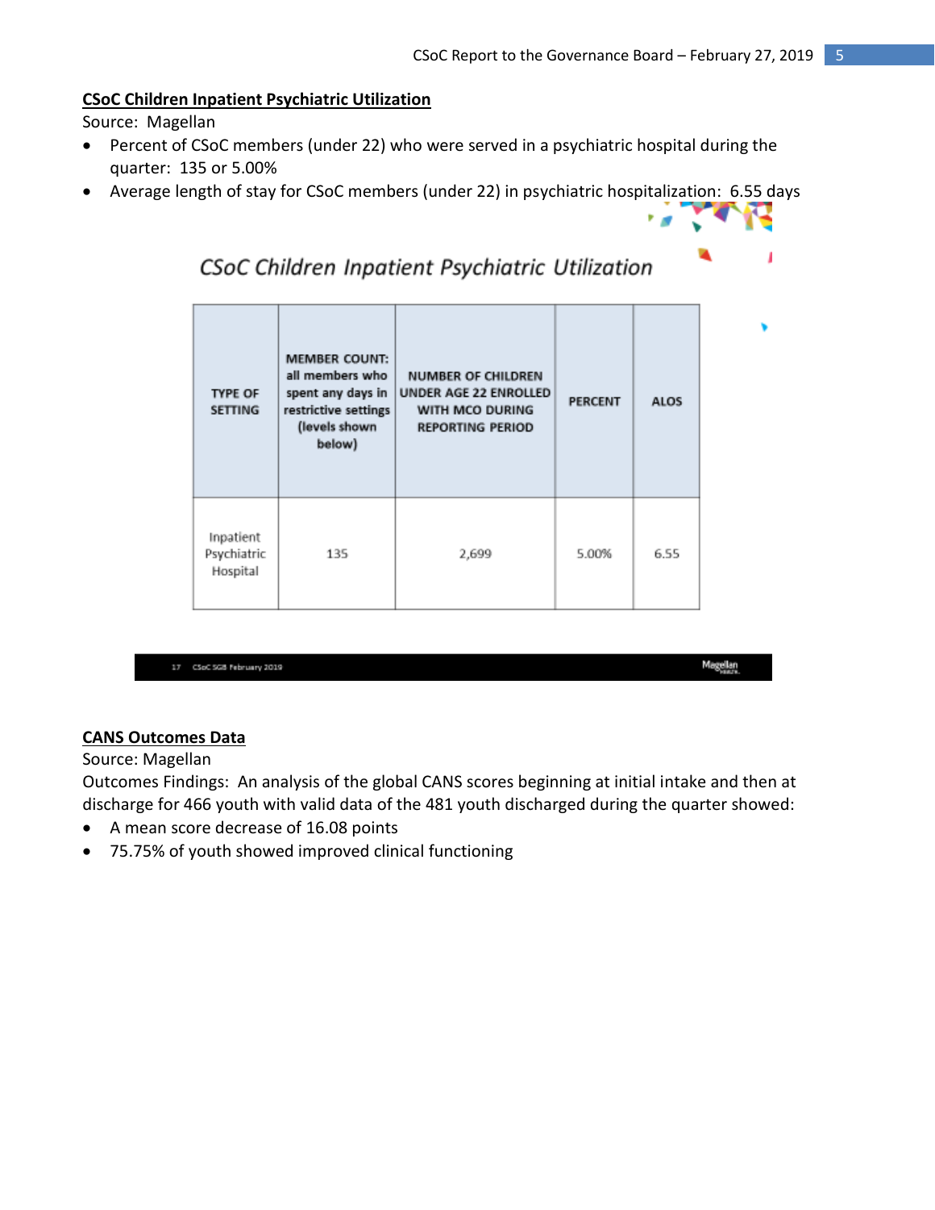**CSoC Children Inpatient Psychiatric Utilization**

Source: Magellan

- Percent of CSoC members (under 22) who were served in a psychiatric hospital during the quarter: 135 or 5.00%
- Average length of stay for CSoC members (under 22) in psychiatric hospitalization: 6.55 days

*CSoC Children Inpatient Psychiatric Utilization*

| TYPE OF SETTING | MEMBER COUNT: all members who spent any days in restrictive settings (levels shown below) | NUMBER OF CHILDREN UNDER AGE 22 ENROLLED WITH MCO DURING REPORTING PERIOD | PERCENT | ALOS |
|---|---|---|---|---|
| Inpatient Psychiatric Hospital | 135 | 2,699 | 5.00% | 6.55 |

17 CSoC SGB February 2019

**CANS Outcomes Data**

Source: Magellan

Outcomes Findings: An analysis of the global CANS scores beginning at initial intake and then at discharge for 466 youth with valid data of the 481 youth discharged during the quarter showed:

- A mean score decrease of 16.08 points
- 75.75% of youth showed improved clinical functioning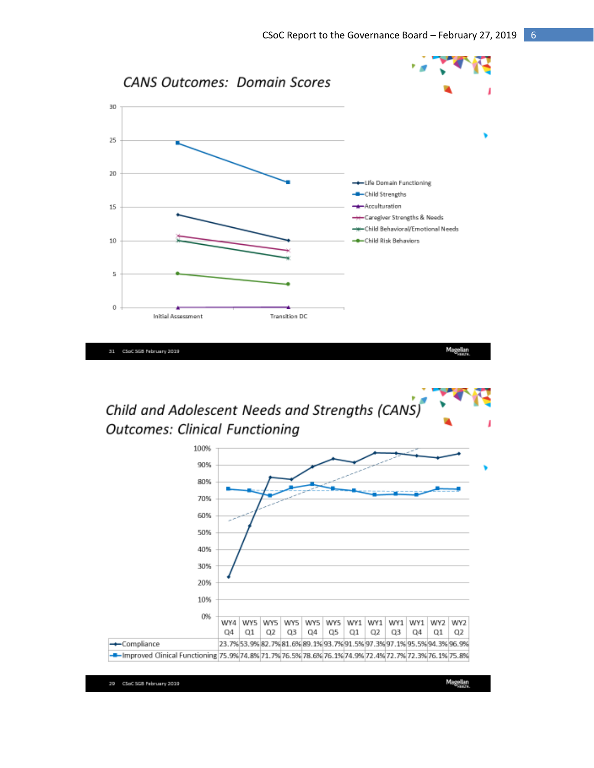## CANS Outcomes: Domain Scores

- Life Domain Functioning
- Child Strengths
- Acculturation
- Caregiver Strengths & Needs
- Child Behavioral/Emotional Needs
- Child Risk Behaviors

Initial Assessment | Transition DC

## Child and Adolescent Needs and Strengths (CANS) Outcomes: Clinical Functioning

| | WY4 Q4 | WY5 Q1 | WY5 Q2 | WY5 Q3 | WY5 Q4 | WY5 Q5 | WY1 Q1 | WY1 Q2 | WY1 Q3 | WY1 Q4 | WY2 Q1 | WY2 Q2 |
|---|---|---|---|---|---|---|---|---|---|---|---|---|
| Compliance | 23.7% | 53.9% | 82.7% | 81.6% | 89.1% | 93.7% | 91.5% | 97.3% | 97.1% | 95.5% | 94.3% | 96.9% |
| Improved Clinical Functioning | 75.9% | 74.8% | 71.7% | 76.5% | 78.6% | 76.1% | 74.9% | 72.4% | 72.7% | 72.3% | 76.1% | 75.8% |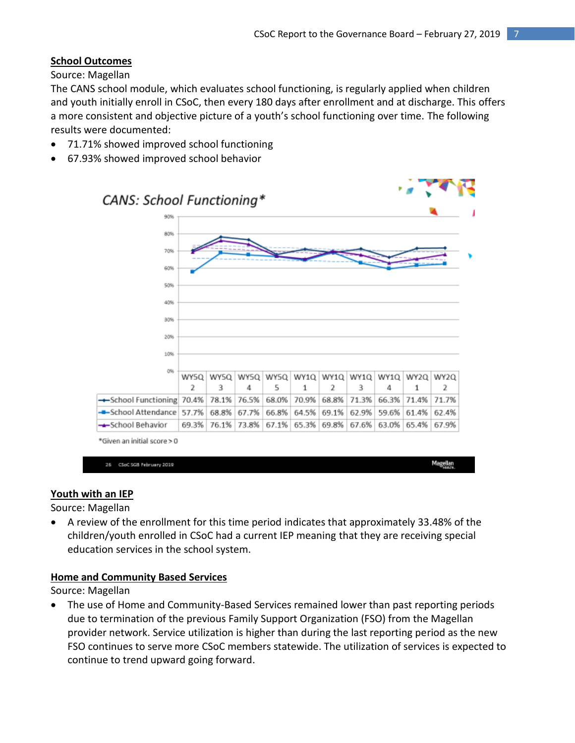## School Outcomes

Source: Magellan

The CANS school module, which evaluates school functioning, is regularly applied when children and youth initially enroll in CSoC, then every 180 days after enrollment and at discharge. This offers a more consistent and objective picture of a youth's school functioning over time. The following results were documented:

- 71.71% showed improved school functioning
- 67.93% showed improved school behavior

CANS: School Functioning*

90%
80%
70%
60%
50%
40%
30%
20%
10%
0%

| | WY5Q 2 | WY5Q 3 | WY5Q 4 | WY5Q 5 | WY1Q 1 | WY1Q 2 | WY1Q 3 | WY1Q 4 | WY2Q 1 | WY2Q 2 |
|---|---|---|---|---|---|---|---|---|---|---|
| School Functioning | 70.4% | 78.1% | 76.5% | 68.0% | 70.9% | 68.8% | 71.3% | 66.3% | 71.4% | 71.7% |
| School Attendance | 57.7% | 68.8% | 67.7% | 66.8% | 64.5% | 69.1% | 62.9% | 59.6% | 61.4% | 62.4% |
| School Behavior | 69.3% | 76.1% | 73.8% | 67.1% | 65.3% | 69.8% | 67.6% | 63.0% | 65.4% | 67.9% |

*Given an initial score > 0

26 CSoC SGB February 2019

Magellan

## Youth with an IEP

Source: Magellan

- A review of the enrollment for this time period indicates that approximately 33.48% of the children/youth enrolled in CSoC had a current IEP meaning that they are receiving special education services in the school system.

## Home and Community Based Services

Source: Magellan

- The use of Home and Community-Based Services remained lower than past reporting periods due to termination of the previous Family Support Organization (FSO) from the Magellan provider network. Service utilization is higher than during the last reporting period as the new FSO continues to serve more CSoC members statewide. The utilization of services is expected to continue to trend upward going forward.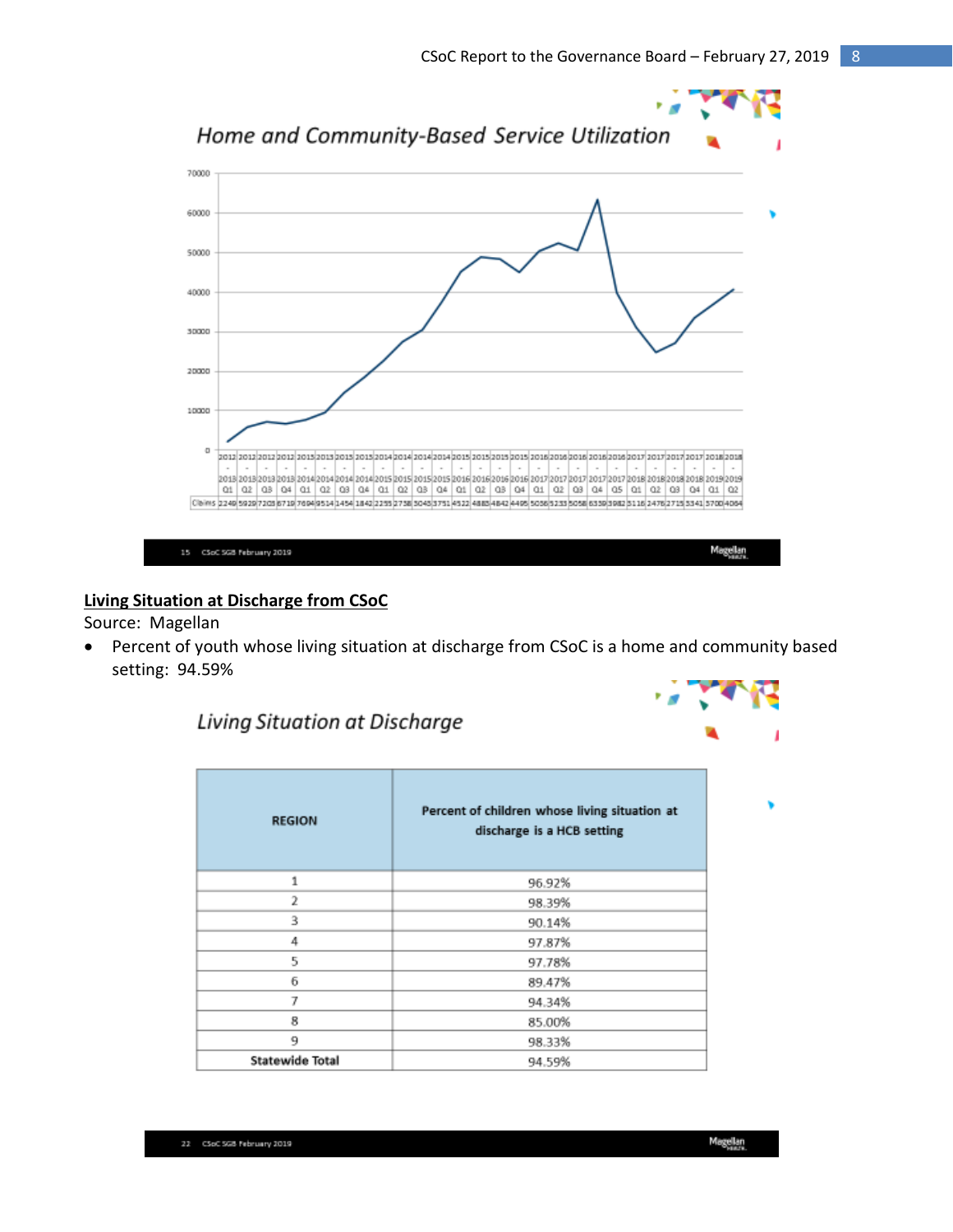## Home and Community-Based Service Utilization

70000
60000
50000
40000
30000
20000
10000
0

2012-2013 Q1 | 2012-2013 Q2 | 2012-2013 Q3 | 2012-2013 Q4 | 2013-2014 Q1 | 2013-2014 Q2 | 2013-2014 Q3 | 2013-2014 Q4 | 2014-2015 Q1 | 2014-2015 Q2 | 2014-2015 Q3 | 2014-2015 Q4 | 2015-2016 Q1 | 2015-2016 Q2 | 2015-2016 Q3 | 2015-2016 Q4 | 2016-2017 Q1 | 2016-2017 Q2 | 2016-2017 Q3 | 2016-2017 Q4 | 2016-2017 Q5 | 2017-2018 Q1 | 2017-2018 Q2 | 2017-2018 Q3 | 2017-2018 Q4 | 2018-2019 Q1 | 2018-2019 Q2

Claims 2249 5929 7203 6719 7694 9514 1454 1842 2255 2758 3045 3751 4522 4885 4842 4495 5056 5233 5058 6339 3982 3116 2476 2715 3341 3700 4064

## Living Situation at Discharge from CSoC

Source: Magellan

- Percent of youth whose living situation at discharge from CSoC is a home and community based setting: 94.59%

### Living Situation at Discharge

| REGION | Percent of children whose living situation at discharge is a HCB setting |
|---|---|
| 1 | 96.92% |
| 2 | 98.39% |
| 3 | 90.14% |
| 4 | 97.87% |
| 5 | 97.78% |
| 6 | 89.47% |
| 7 | 94.34% |
| 8 | 85.00% |
| 9 | 98.33% |
| Statewide Total | 94.59% |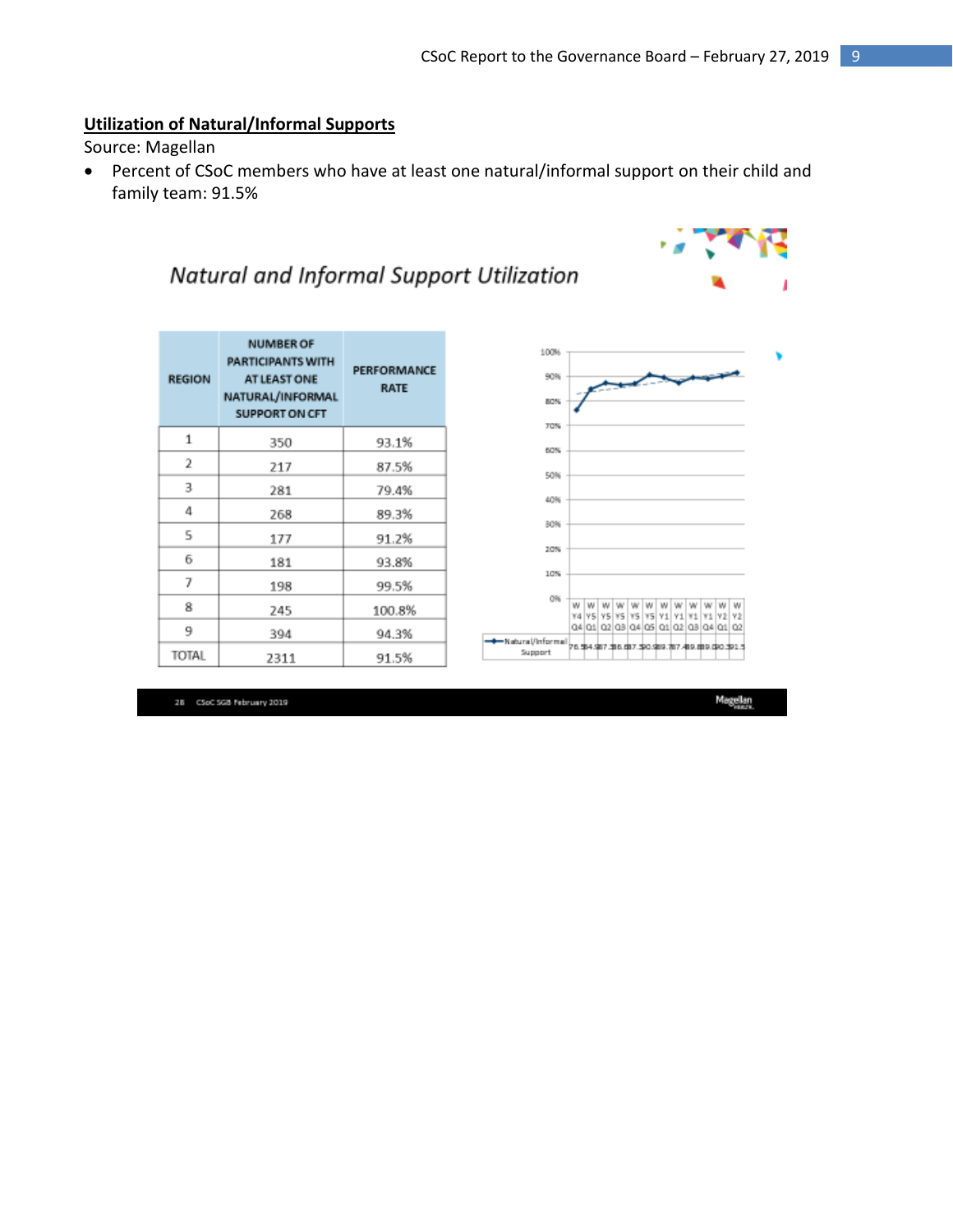## Utilization of Natural/Informal Supports

Source: Magellan

- Percent of CSoC members who have at least one natural/informal support on their child and family team: 91.5%

*Natural and Informal Support Utilization*

| REGION | NUMBER OF PARTICIPANTS WITH AT LEAST ONE NATURAL/INFORMAL SUPPORT ON CFT | PERFORMANCE RATE |
|---|---|---|
| 1 | 350 | 93.1% |
| 2 | 217 | 87.5% |
| 3 | 281 | 79.4% |
| 4 | 268 | 89.3% |
| 5 | 177 | 91.2% |
| 6 | 181 | 93.8% |
| 7 | 198 | 99.5% |
| 8 | 245 | 100.8% |
| 9 | 394 | 94.3% |
| TOTAL | 2311 | 91.5% |

100%
90%
80%
70%
60%
50%
40%
30%
20%
10%
0%

W Y4 Q4 | W Y5 Q1 | W Y5 Q2 | W Y5 Q3 | W Y5 Q4 | W Y5 Q5 | W Y1 Q1 | W Y1 Q2 | W Y1 Q3 | W Y1 Q4 | W Y2 Q1 | W Y2 Q2

Natural/Informal Support

76.5 84.9 87.3 86.6 87.5 90.9 89.7 87.4 89.8 89.0 90.3 91.5

28 CSoC SGB February 2019

Magellan